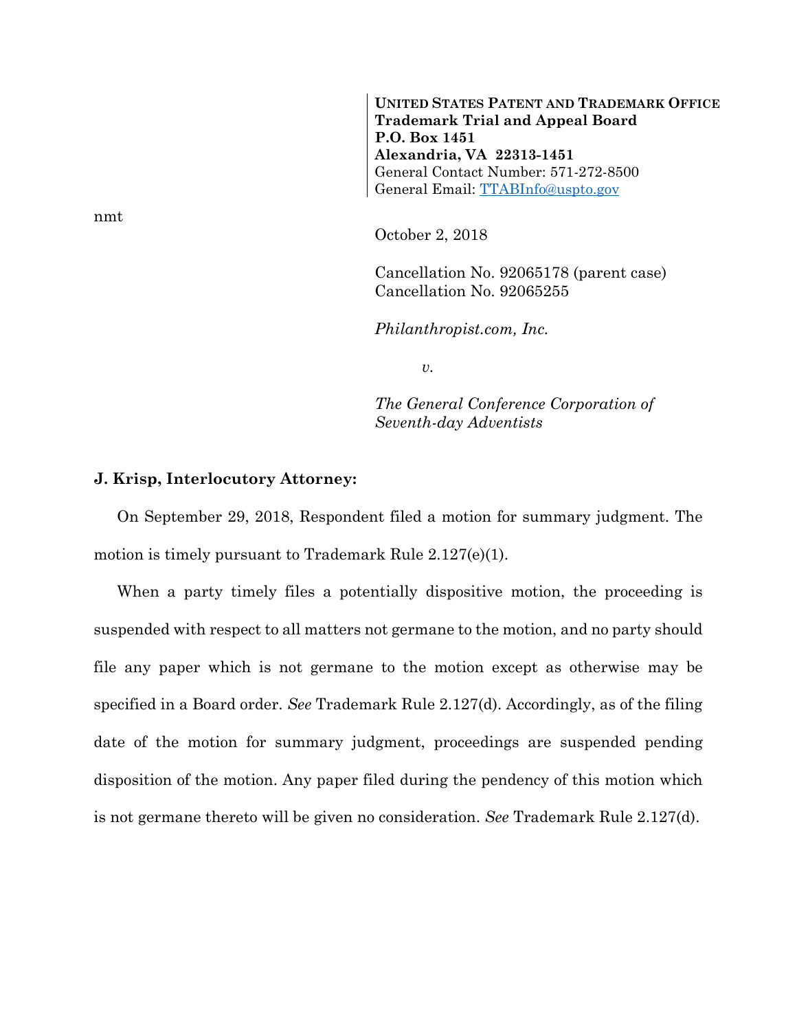**UNITED STATES PATENT AND TRADEMARK OFFICE**
**Trademark Trial and Appeal Board**
**P.O. Box 1451**
**Alexandria, VA 22313-1451**
General Contact Number: 571-272-8500
General Email: TTABInfo@uspto.gov

nmt

October 2, 2018

Cancellation No. 92065178 (parent case)
Cancellation No. 92065255

*Philanthropist.com, Inc.*

*v.*

*The General Conference Corporation of Seventh-day Adventists*

**J. Krisp, Interlocutory Attorney:**

On September 29, 2018, Respondent filed a motion for summary judgment. The motion is timely pursuant to Trademark Rule 2.127(e)(1).

When a party timely files a potentially dispositive motion, the proceeding is suspended with respect to all matters not germane to the motion, and no party should file any paper which is not germane to the motion except as otherwise may be specified in a Board order. *See* Trademark Rule 2.127(d). Accordingly, as of the filing date of the motion for summary judgment, proceedings are suspended pending disposition of the motion. Any paper filed during the pendency of this motion which is not germane thereto will be given no consideration. *See* Trademark Rule 2.127(d).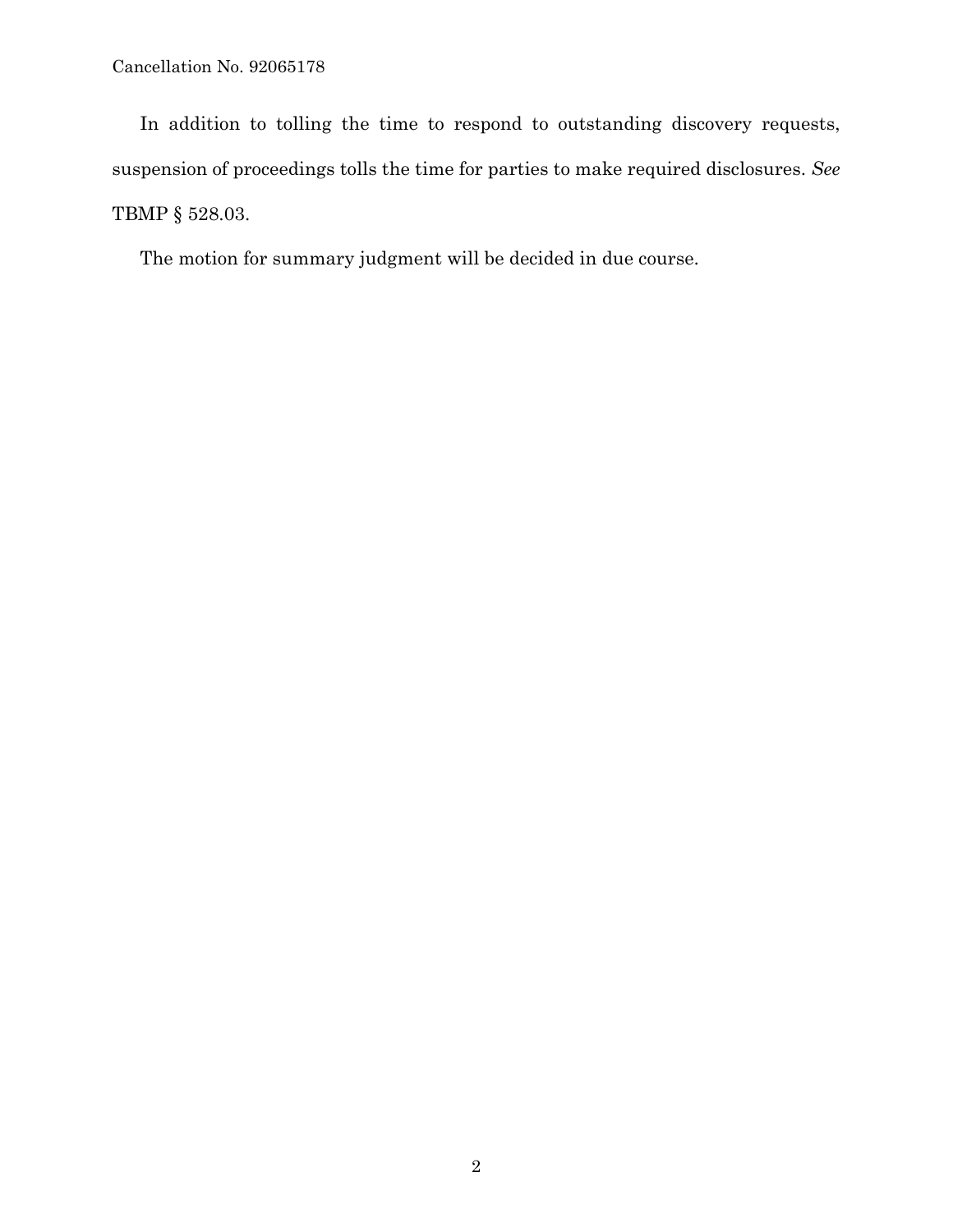In addition to tolling the time to respond to outstanding discovery requests, suspension of proceedings tolls the time for parties to make required disclosures. *See* TBMP § 528.03.

The motion for summary judgment will be decided in due course.